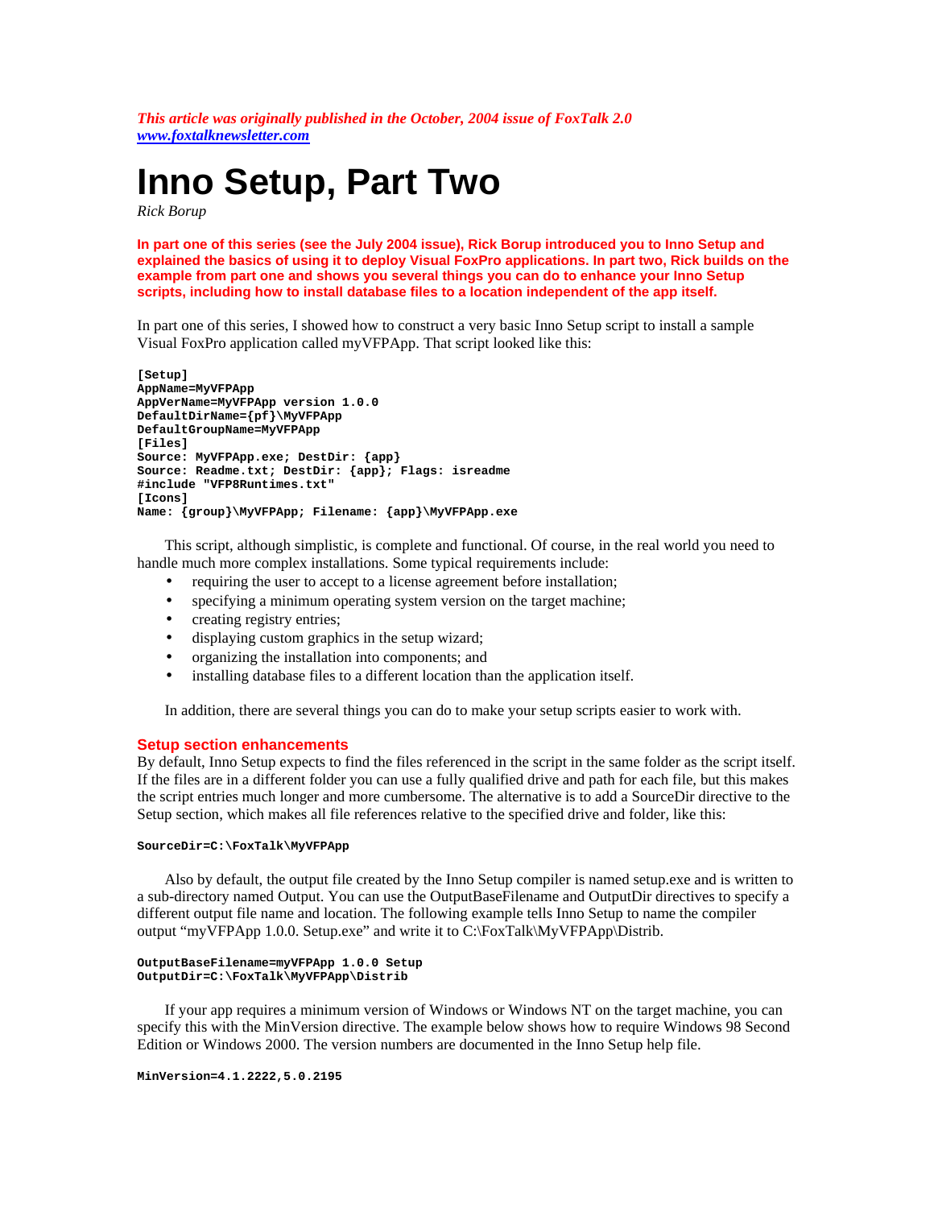*This article was originally published in the October, 2004 issue of FoxTalk 2.0*
*www.foxtalknewsletter.com*

# Inno Setup, Part Two

*Rick Borup*

**In part one of this series (see the July 2004 issue), Rick Borup introduced you to Inno Setup and explained the basics of using it to deploy Visual FoxPro applications. In part two, Rick builds on the example from part one and shows you several things you can do to enhance your Inno Setup scripts, including how to install database files to a location independent of the app itself.**

In part one of this series, I showed how to construct a very basic Inno Setup script to install a sample Visual FoxPro application called myVFPApp. That script looked like this:

```
[Setup]
AppName=MyVFPApp
AppVerName=MyVFPApp version 1.0.0
DefaultDirName={pf}\MyVFPApp
DefaultGroupName=MyVFPApp
[Files]
Source: MyVFPApp.exe; DestDir: {app}
Source: Readme.txt; DestDir: {app}; Flags: isreadme
#include "VFP8Runtimes.txt"
[Icons]
Name: {group}\MyVFPApp; Filename: {app}\MyVFPApp.exe
```

This script, although simplistic, is complete and functional. Of course, in the real world you need to handle much more complex installations. Some typical requirements include:

- requiring the user to accept to a license agreement before installation;
- specifying a minimum operating system version on the target machine;
- creating registry entries;
- displaying custom graphics in the setup wizard;
- organizing the installation into components; and
- installing database files to a different location than the application itself.

In addition, there are several things you can do to make your setup scripts easier to work with.

## Setup section enhancements

By default, Inno Setup expects to find the files referenced in the script in the same folder as the script itself. If the files are in a different folder you can use a fully qualified drive and path for each file, but this makes the script entries much longer and more cumbersome. The alternative is to add a SourceDir directive to the Setup section, which makes all file references relative to the specified drive and folder, like this:

```
SourceDir=C:\FoxTalk\MyVFPApp
```

Also by default, the output file created by the Inno Setup compiler is named setup.exe and is written to a sub-directory named Output. You can use the OutputBaseFilename and OutputDir directives to specify a different output file name and location. The following example tells Inno Setup to name the compiler output "myVFPApp 1.0.0. Setup.exe" and write it to C:\FoxTalk\MyVFPApp\Distrib.

```
OutputBaseFilename=myVFPApp 1.0.0 Setup
OutputDir=C:\FoxTalk\MyVFPApp\Distrib
```

If your app requires a minimum version of Windows or Windows NT on the target machine, you can specify this with the MinVersion directive. The example below shows how to require Windows 98 Second Edition or Windows 2000. The version numbers are documented in the Inno Setup help file.

```
MinVersion=4.1.2222,5.0.2195
```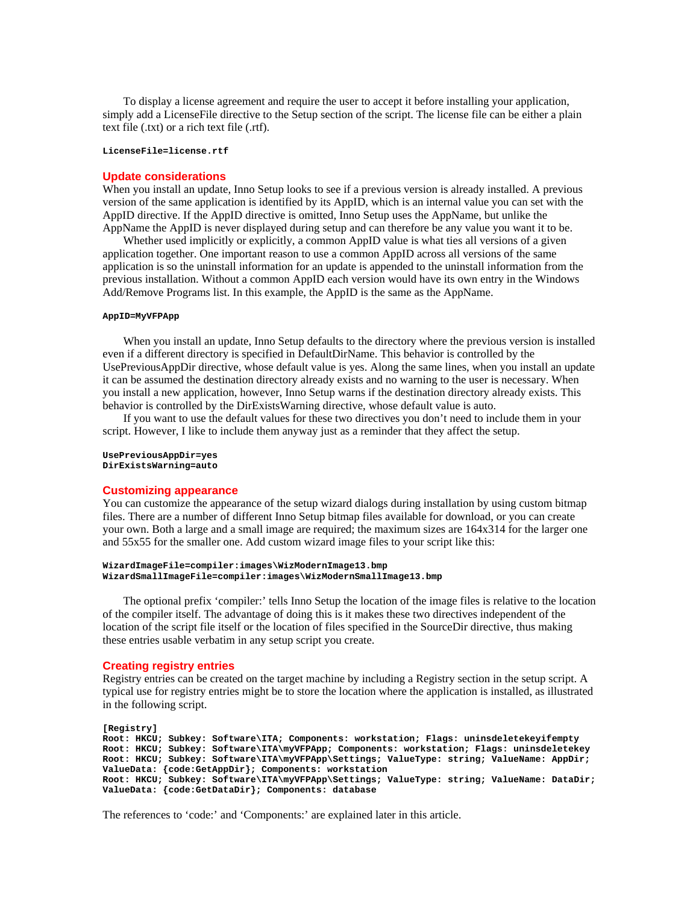To display a license agreement and require the user to accept it before installing your application, simply add a LicenseFile directive to the Setup section of the script. The license file can be either a plain text file (.txt) or a rich text file (.rtf).

```
LicenseFile=license.rtf
```

## Update considerations

When you install an update, Inno Setup looks to see if a previous version is already installed. A previous version of the same application is identified by its AppID, which is an internal value you can set with the AppID directive. If the AppID directive is omitted, Inno Setup uses the AppName, but unlike the AppName the AppID is never displayed during setup and can therefore be any value you want it to be.

Whether used implicitly or explicitly, a common AppID value is what ties all versions of a given application together. One important reason to use a common AppID across all versions of the same application is so the uninstall information for an update is appended to the uninstall information from the previous installation. Without a common AppID each version would have its own entry in the Windows Add/Remove Programs list. In this example, the AppID is the same as the AppName.

```
AppID=MyVFPApp
```

When you install an update, Inno Setup defaults to the directory where the previous version is installed even if a different directory is specified in DefaultDirName. This behavior is controlled by the UsePreviousAppDir directive, whose default value is yes. Along the same lines, when you install an update it can be assumed the destination directory already exists and no warning to the user is necessary. When you install a new application, however, Inno Setup warns if the destination directory already exists. This behavior is controlled by the DirExistsWarning directive, whose default value is auto.

If you want to use the default values for these two directives you don't need to include them in your script. However, I like to include them anyway just as a reminder that they affect the setup.

```
UsePreviousAppDir=yes
DirExistsWarning=auto
```

## Customizing appearance

You can customize the appearance of the setup wizard dialogs during installation by using custom bitmap files. There are a number of different Inno Setup bitmap files available for download, or you can create your own. Both a large and a small image are required; the maximum sizes are 164x314 for the larger one and 55x55 for the smaller one. Add custom wizard image files to your script like this:

```
WizardImageFile=compiler:images\WizModernImage13.bmp
WizardSmallImageFile=compiler:images\WizModernSmallImage13.bmp
```

The optional prefix 'compiler:' tells Inno Setup the location of the image files is relative to the location of the compiler itself. The advantage of doing this is it makes these two directives independent of the location of the script file itself or the location of files specified in the SourceDir directive, thus making these entries usable verbatim in any setup script you create.

## Creating registry entries

Registry entries can be created on the target machine by including a Registry section in the setup script. A typical use for registry entries might be to store the location where the application is installed, as illustrated in the following script.

```
[Registry]
Root: HKCU; Subkey: Software\ITA; Components: workstation; Flags: uninsdeletekeyifempty
Root: HKCU; Subkey: Software\ITA\myVFPApp; Components: workstation; Flags: uninsdeletekey
Root: HKCU; Subkey: Software\ITA\myVFPApp\Settings; ValueType: string; ValueName: AppDir;
ValueData: {code:GetAppDir}; Components: workstation
Root: HKCU; Subkey: Software\ITA\myVFPApp\Settings; ValueType: string; ValueName: DataDir;
ValueData: {code:GetDataDir}; Components: database
```

The references to 'code:' and 'Components:' are explained later in this article.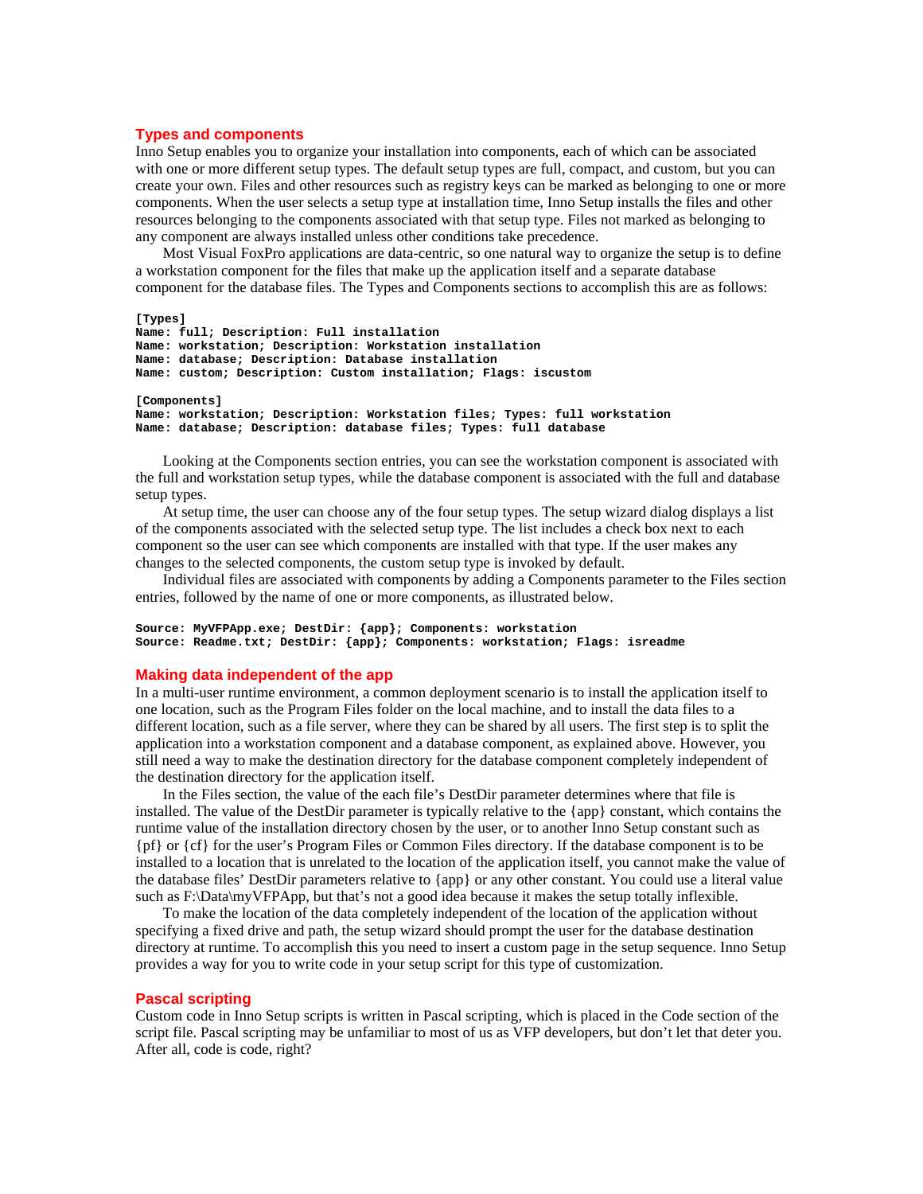### Types and components

Inno Setup enables you to organize your installation into components, each of which can be associated with one or more different setup types. The default setup types are full, compact, and custom, but you can create your own. Files and other resources such as registry keys can be marked as belonging to one or more components. When the user selects a setup type at installation time, Inno Setup installs the files and other resources belonging to the components associated with that setup type. Files not marked as belonging to any component are always installed unless other conditions take precedence.

Most Visual FoxPro applications are data-centric, so one natural way to organize the setup is to define a workstation component for the files that make up the application itself and a separate database component for the database files. The Types and Components sections to accomplish this are as follows:

```
[Types]
Name: full; Description: Full installation
Name: workstation; Description: Workstation installation
Name: database; Description: Database installation
Name: custom; Description: Custom installation; Flags: iscustom

[Components]
Name: workstation; Description: Workstation files; Types: full workstation
Name: database; Description: database files; Types: full database
```

Looking at the Components section entries, you can see the workstation component is associated with the full and workstation setup types, while the database component is associated with the full and database setup types.

At setup time, the user can choose any of the four setup types. The setup wizard dialog displays a list of the components associated with the selected setup type. The list includes a check box next to each component so the user can see which components are installed with that type. If the user makes any changes to the selected components, the custom setup type is invoked by default.

Individual files are associated with components by adding a Components parameter to the Files section entries, followed by the name of one or more components, as illustrated below.

```
Source: MyVFPApp.exe; DestDir: {app}; Components: workstation
Source: Readme.txt; DestDir: {app}; Components: workstation; Flags: isreadme
```

### Making data independent of the app

In a multi-user runtime environment, a common deployment scenario is to install the application itself to one location, such as the Program Files folder on the local machine, and to install the data files to a different location, such as a file server, where they can be shared by all users. The first step is to split the application into a workstation component and a database component, as explained above. However, you still need a way to make the destination directory for the database component completely independent of the destination directory for the application itself.

In the Files section, the value of the each file's DestDir parameter determines where that file is installed. The value of the DestDir parameter is typically relative to the {app} constant, which contains the runtime value of the installation directory chosen by the user, or to another Inno Setup constant such as {pf} or {cf} for the user's Program Files or Common Files directory. If the database component is to be installed to a location that is unrelated to the location of the application itself, you cannot make the value of the database files' DestDir parameters relative to {app} or any other constant. You could use a literal value such as F:\Data\myVFPApp, but that's not a good idea because it makes the setup totally inflexible.

To make the location of the data completely independent of the location of the application without specifying a fixed drive and path, the setup wizard should prompt the user for the database destination directory at runtime. To accomplish this you need to insert a custom page in the setup sequence. Inno Setup provides a way for you to write code in your setup script for this type of customization.

### Pascal scripting

Custom code in Inno Setup scripts is written in Pascal scripting, which is placed in the Code section of the script file. Pascal scripting may be unfamiliar to most of us as VFP developers, but don't let that deter you. After all, code is code, right?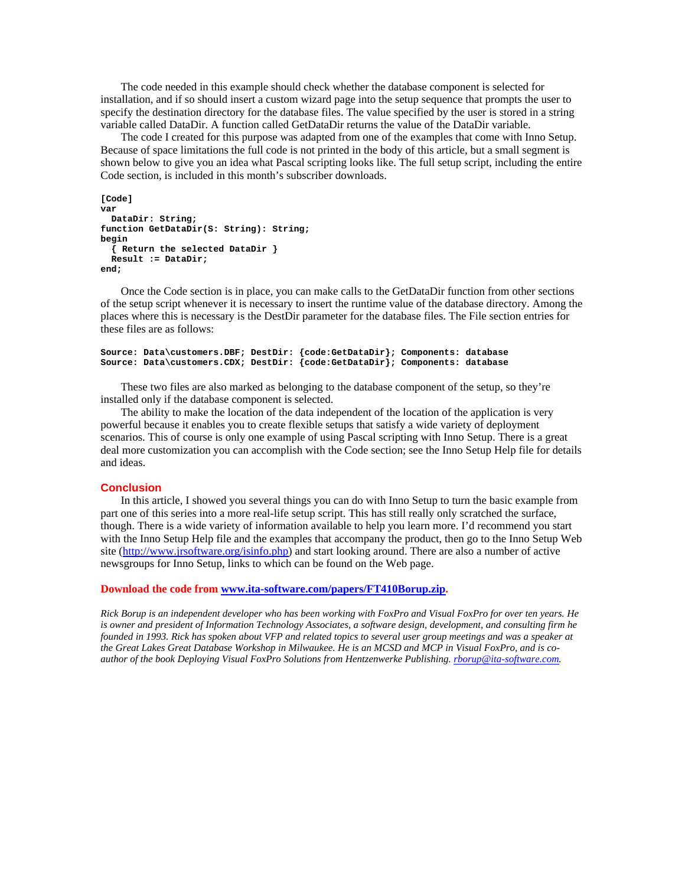The code needed in this example should check whether the database component is selected for installation, and if so should insert a custom wizard page into the setup sequence that prompts the user to specify the destination directory for the database files. The value specified by the user is stored in a string variable called DataDir. A function called GetDataDir returns the value of the DataDir variable.

The code I created for this purpose was adapted from one of the examples that come with Inno Setup. Because of space limitations the full code is not printed in the body of this article, but a small segment is shown below to give you an idea what Pascal scripting looks like. The full setup script, including the entire Code section, is included in this month's subscriber downloads.

```
[Code]
var
  DataDir: String;
function GetDataDir(S: String): String;
begin
  { Return the selected DataDir }
  Result := DataDir;
end;
```

Once the Code section is in place, you can make calls to the GetDataDir function from other sections of the setup script whenever it is necessary to insert the runtime value of the database directory. Among the places where this is necessary is the DestDir parameter for the database files. The File section entries for these files are as follows:

```
Source: Data\customers.DBF; DestDir: {code:GetDataDir}; Components: database
Source: Data\customers.CDX; DestDir: {code:GetDataDir}; Components: database
```

These two files are also marked as belonging to the database component of the setup, so they're installed only if the database component is selected.

The ability to make the location of the data independent of the location of the application is very powerful because it enables you to create flexible setups that satisfy a wide variety of deployment scenarios. This of course is only one example of using Pascal scripting with Inno Setup. There is a great deal more customization you can accomplish with the Code section; see the Inno Setup Help file for details and ideas.

## Conclusion

In this article, I showed you several things you can do with Inno Setup to turn the basic example from part one of this series into a more real-life setup script. This has still really only scratched the surface, though. There is a wide variety of information available to help you learn more. I'd recommend you start with the Inno Setup Help file and the examples that accompany the product, then go to the Inno Setup Web site (http://www.jrsoftware.org/isinfo.php) and start looking around. There are also a number of active newsgroups for Inno Setup, links to which can be found on the Web page.

**Download the code from www.ita-software.com/papers/FT410Borup.zip.**

*Rick Borup is an independent developer who has been working with FoxPro and Visual FoxPro for over ten years. He is owner and president of Information Technology Associates, a software design, development, and consulting firm he founded in 1993. Rick has spoken about VFP and related topics to several user group meetings and was a speaker at the Great Lakes Great Database Workshop in Milwaukee. He is an MCSD and MCP in Visual FoxPro, and is co-author of the book Deploying Visual FoxPro Solutions from Hentzenwerke Publishing. rborup@ita-software.com.*